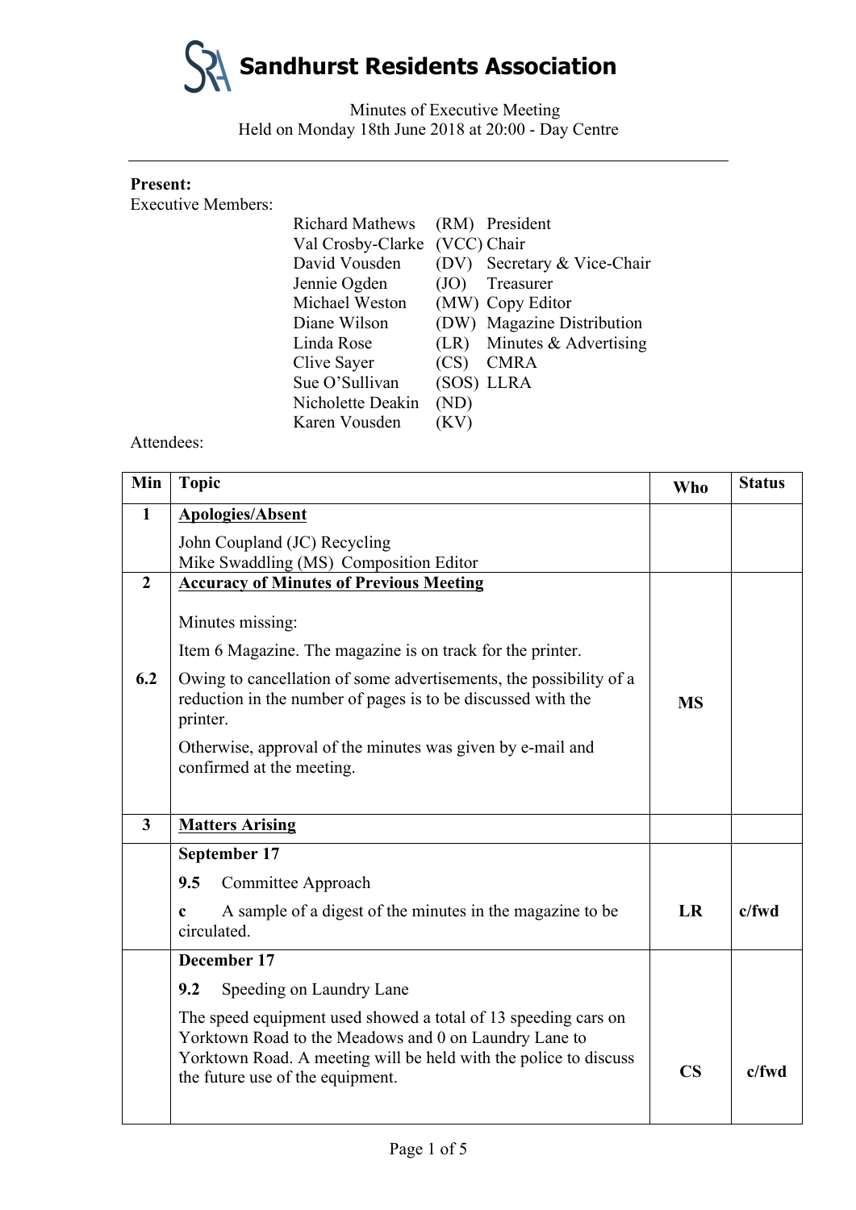# Sandhurst Residents Association

Minutes of Executive Meeting
Held on Monday 18th June 2018 at 20:00 - Day Centre

---

**Present:**

Executive Members:

| Name | Initials | Role |
|---|---|---|
| Richard Mathews | (RM) | President |
| Val Crosby-Clarke | (VCC) | Chair |
| David Vousden | (DV) | Secretary & Vice-Chair |
| Jennie Ogden | (JO) | Treasurer |
| Michael Weston | (MW) | Copy Editor |
| Diane Wilson | (DW) | Magazine Distribution |
| Linda Rose | (LR) | Minutes & Advertising |
| Clive Sayer | (CS) | CMRA |
| Sue O'Sullivan | (SOS) | LLRA |
| Nicholette Deakin | (ND) | |
| Karen Vousden | (KV) | |

Attendees:

| Min | Topic | Who | Status |
|---|---|---|---|
| **1** | **<u>Apologies/Absent</u>**<br><br>John Coupland (JC) Recycling<br>Mike Swaddling (MS) Composition Editor | | |
| **2** | **<u>Accuracy of Minutes of Previous Meeting</u>**<br><br>Minutes missing:<br><br>Item 6 Magazine. The magazine is on track for the printer. | | |
| **6.2** | Owing to cancellation of some advertisements, the possibility of a reduction in the number of pages is to be discussed with the printer.<br><br>Otherwise, approval of the minutes was given by e-mail and confirmed at the meeting. | **MS** | |
| **3** | **<u>Matters Arising</u>** | | |
| | **September 17**<br><br>**9.5** Committee Approach<br><br>**c** A sample of a digest of the minutes in the magazine to be circulated. | **LR** | **c/fwd** |
| | **December 17**<br><br>**9.2** Speeding on Laundry Lane<br><br>The speed equipment used showed a total of 13 speeding cars on Yorktown Road to the Meadows and 0 on Laundry Lane to Yorktown Road. A meeting will be held with the police to discuss the future use of the equipment. | **CS** | **c/fwd** |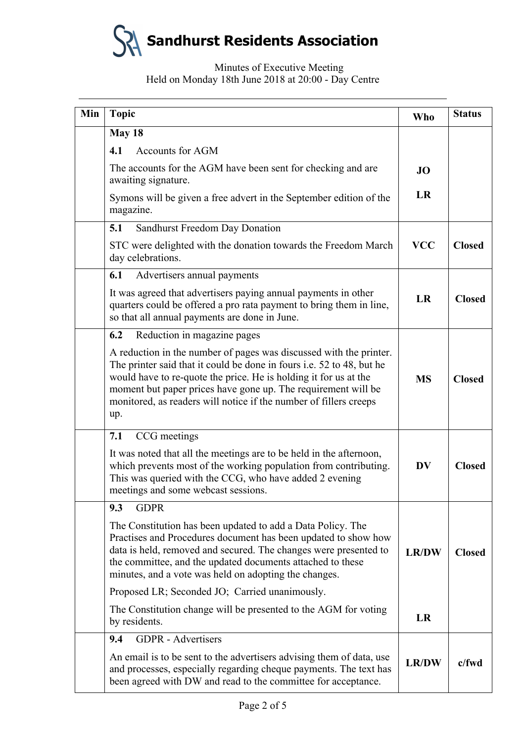# Sandhurst Residents Association

Minutes of Executive Meeting
Held on Monday 18th June 2018 at 20:00 - Day Centre

| Min | Topic | Who | Status |
|---|---|---|---|
| | **May 18** | | |
| | **4.1** Accounts for AGM | | |
| | The accounts for the AGM have been sent for checking and are awaiting signature. | **JO** | |
| | Symons will be given a free advert in the September edition of the magazine. | **LR** | |
| | **5.1** Sandhurst Freedom Day Donation | | |
| | STC were delighted with the donation towards the Freedom March day celebrations. | **VCC** | **Closed** |
| | **6.1** Advertisers annual payments | | |
| | It was agreed that advertisers paying annual payments in other quarters could be offered a pro rata payment to bring them in line, so that all annual payments are done in June. | **LR** | **Closed** |
| | **6.2** Reduction in magazine pages | | |
| | A reduction in the number of pages was discussed with the printer. The printer said that it could be done in fours i.e. 52 to 48, but he would have to re-quote the price. He is holding it for us at the moment but paper prices have gone up. The requirement will be monitored, as readers will notice if the number of fillers creeps up. | **MS** | **Closed** |
| | **7.1** CCG meetings | | |
| | It was noted that all the meetings are to be held in the afternoon, which prevents most of the working population from contributing. This was queried with the CCG, who have added 2 evening meetings and some webcast sessions. | **DV** | **Closed** |
| | **9.3** GDPR | | |
| | The Constitution has been updated to add a Data Policy. The Practises and Procedures document has been updated to show how data is held, removed and secured. The changes were presented to the committee, and the updated documents attached to these minutes, and a vote was held on adopting the changes. | **LR/DW** | **Closed** |
| | Proposed LR; Seconded JO; Carried unanimously. | | |
| | The Constitution change will be presented to the AGM for voting by residents. | **LR** | |
| | **9.4** GDPR - Advertisers | | |
| | An email is to be sent to the advertisers advising them of data, use and processes, especially regarding cheque payments. The text has been agreed with DW and read to the committee for acceptance. | **LR/DW** | **c/fwd** |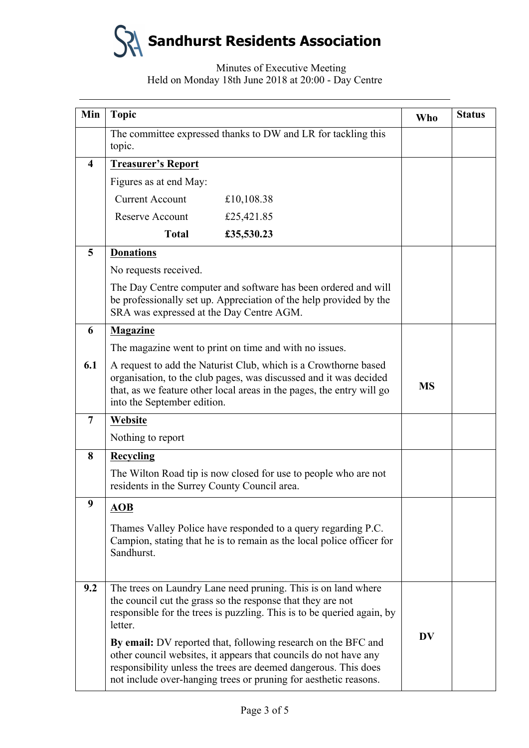# Sandhurst Residents Association

Minutes of Executive Meeting
Held on Monday 18th June 2018 at 20:00 - Day Centre

| Min | Topic | Who | Status |
|---|---|---|---|
| | The committee expressed thanks to DW and LR for tackling this topic. | | |
| **4** | **Treasurer's Report**<br>Figures as at end May:<br>Current Account £10,108.38<br>Reserve Account £25,421.85<br>**Total £35,530.23** | | |
| **5** | **Donations**<br>No requests received.<br>The Day Centre computer and software has been ordered and will be professionally set up. Appreciation of the help provided by the SRA was expressed at the Day Centre AGM. | | |
| **6** | **Magazine**<br>The magazine went to print on time and with no issues. | | |
| **6.1** | A request to add the Naturist Club, which is a Crowthorne based organisation, to the club pages, was discussed and it was decided that, as we feature other local areas in the pages, the entry will go into the September edition. | **MS** | |
| **7** | **Website**<br>Nothing to report | | |
| **8** | **Recycling**<br>The Wilton Road tip is now closed for use to people who are not residents in the Surrey County Council area. | | |
| **9** | **AOB**<br>Thames Valley Police have responded to a query regarding P.C. Campion, stating that he is to remain as the local police officer for Sandhurst. | | |
| **9.2** | The trees on Laundry Lane need pruning. This is on land where the council cut the grass so the response that they are not responsible for the trees is puzzling. This is to be queried again, by letter.<br>**By email:** DV reported that, following research on the BFC and other council websites, it appears that councils do not have any responsibility unless the trees are deemed dangerous. This does not include over-hanging trees or pruning for aesthetic reasons. | **DV** | |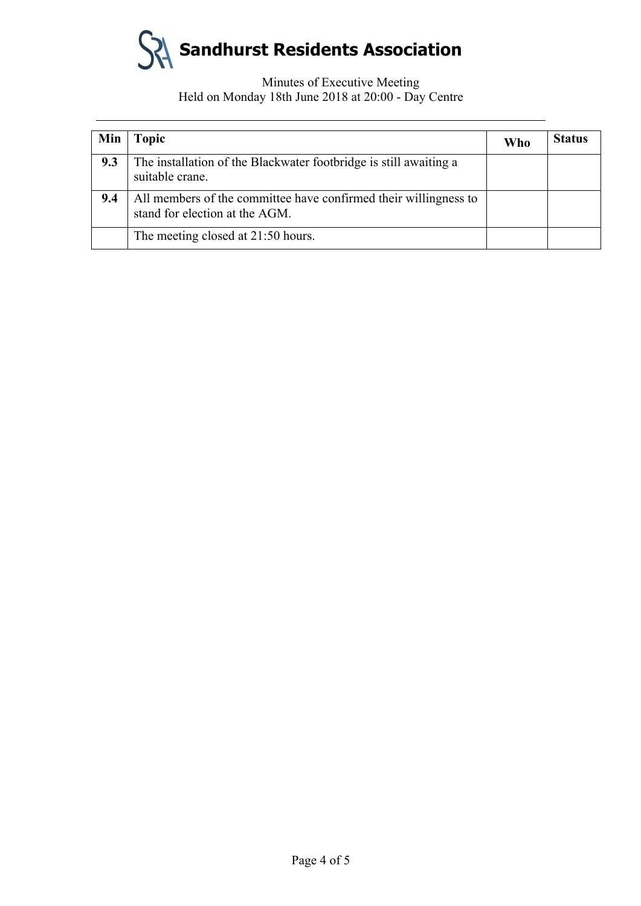# Sandhurst Residents Association

Minutes of Executive Meeting
Held on Monday 18th June 2018 at 20:00 - Day Centre

| Min | Topic | Who | Status |
|---|---|---|---|
| **9.3** | The installation of the Blackwater footbridge is still awaiting a suitable crane. | | |
| **9.4** | All members of the committee have confirmed their willingness to stand for election at the AGM. | | |
| | The meeting closed at 21:50 hours. | | |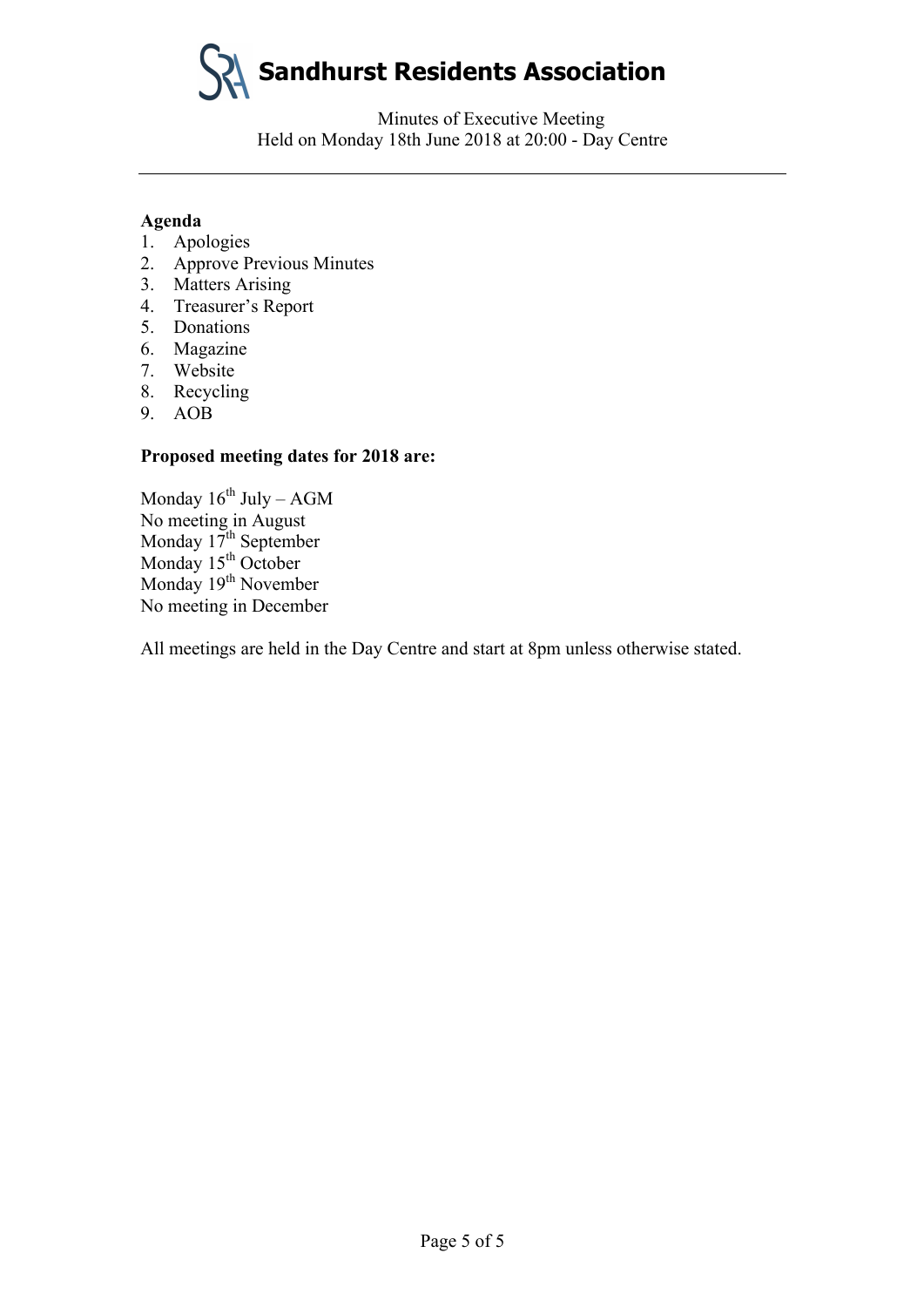# Sandhurst Residents Association

Minutes of Executive Meeting
Held on Monday 18th June 2018 at 20:00 - Day Centre

---

**Agenda**

1. Apologies
2. Approve Previous Minutes
3. Matters Arising
4. Treasurer's Report
5. Donations
6. Magazine
7. Website
8. Recycling
9. AOB

**Proposed meeting dates for 2018 are:**

Monday 16th July – AGM
No meeting in August
Monday 17th September
Monday 15th October
Monday 19th November
No meeting in December

All meetings are held in the Day Centre and start at 8pm unless otherwise stated.